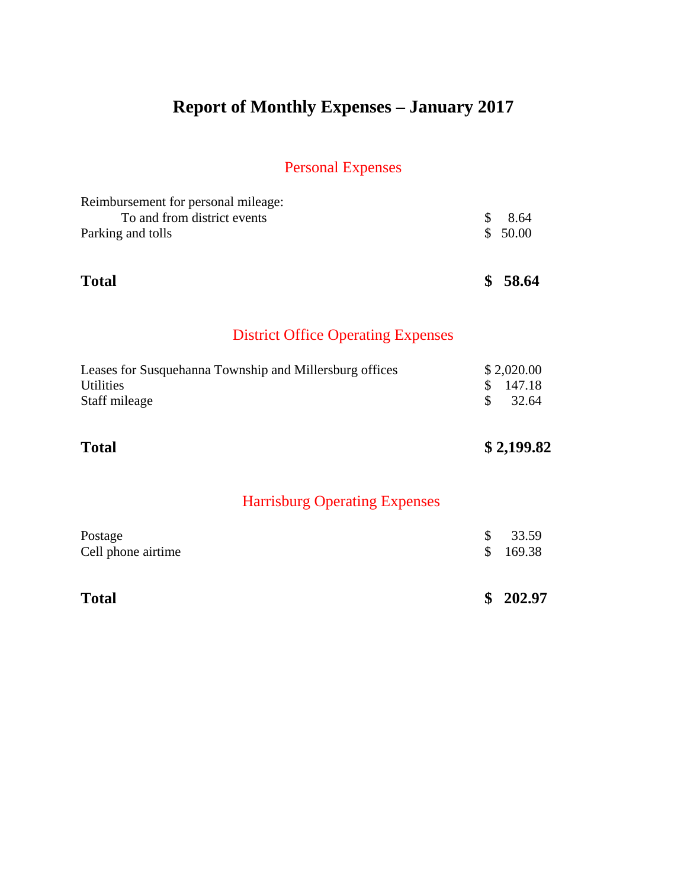# Report of Monthly Expenses – January 2017

## Personal Expenses

| | |
|---|---|
| Reimbursement for personal mileage: | |
| To and from district events | $ 8.64 |
| Parking and tolls | $ 50.00 |
| **Total** | **$ 58.64** |

## District Office Operating Expenses

| | |
|---|---|
| Leases for Susquehanna Township and Millersburg offices | $ 2,020.00 |
| Utilities | $ 147.18 |
| Staff mileage | $ 32.64 |
| **Total** | **$ 2,199.82** |

## Harrisburg Operating Expenses

| | |
|---|---|
| Postage | $ 33.59 |
| Cell phone airtime | $ 169.38 |
| **Total** | **$ 202.97** |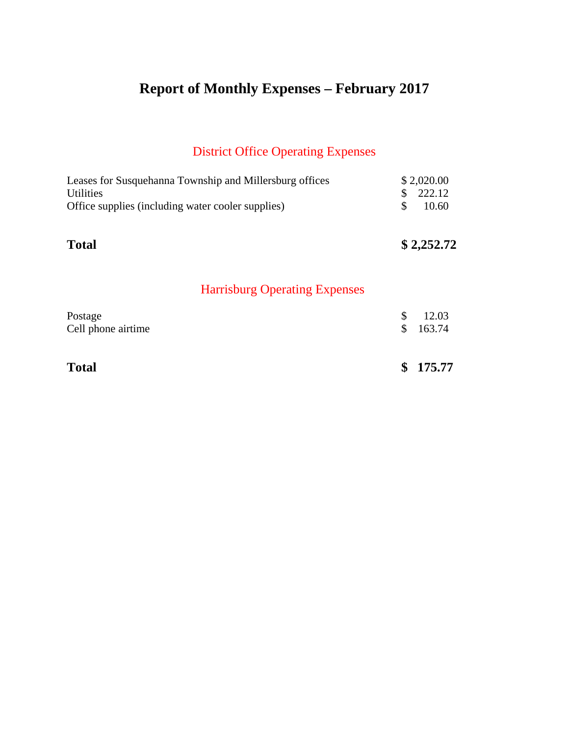# Report of Monthly Expenses – February 2017

## District Office Operating Expenses

| | |
|---|---|
| Leases for Susquehanna Township and Millersburg offices | $ 2,020.00 |
| Utilities | $ 222.12 |
| Office supplies (including water cooler supplies) | $ 10.60 |
| **Total** | **$ 2,252.72** |

## Harrisburg Operating Expenses

| | |
|---|---|
| Postage | $ 12.03 |
| Cell phone airtime | $ 163.74 |
| **Total** | **$ 175.77** |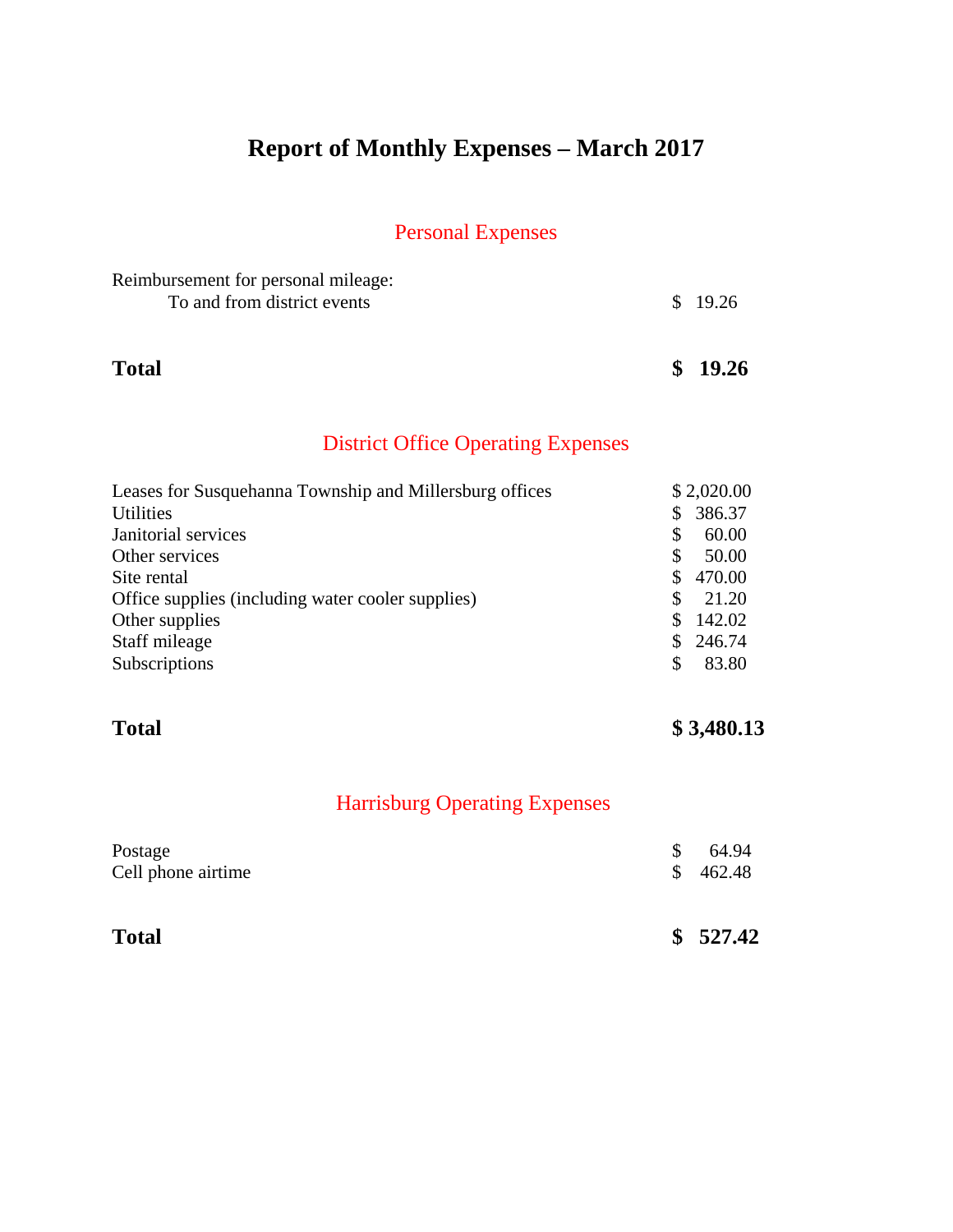# Report of Monthly Expenses – March 2017

## Personal Expenses

| | |
|---|---|
| Reimbursement for personal mileage: | |
| To and from district events | $ 19.26 |
| **Total** | **$ 19.26** |

## District Office Operating Expenses

| | |
|---|---|
| Leases for Susquehanna Township and Millersburg offices | $ 2,020.00 |
| Utilities | $ 386.37 |
| Janitorial services | $ 60.00 |
| Other services | $ 50.00 |
| Site rental | $ 470.00 |
| Office supplies (including water cooler supplies) | $ 21.20 |
| Other supplies | $ 142.02 |
| Staff mileage | $ 246.74 |
| Subscriptions | $ 83.80 |
| **Total** | **$ 3,480.13** |

## Harrisburg Operating Expenses

| | |
|---|---|
| Postage | $ 64.94 |
| Cell phone airtime | $ 462.48 |
| **Total** | **$ 527.42** |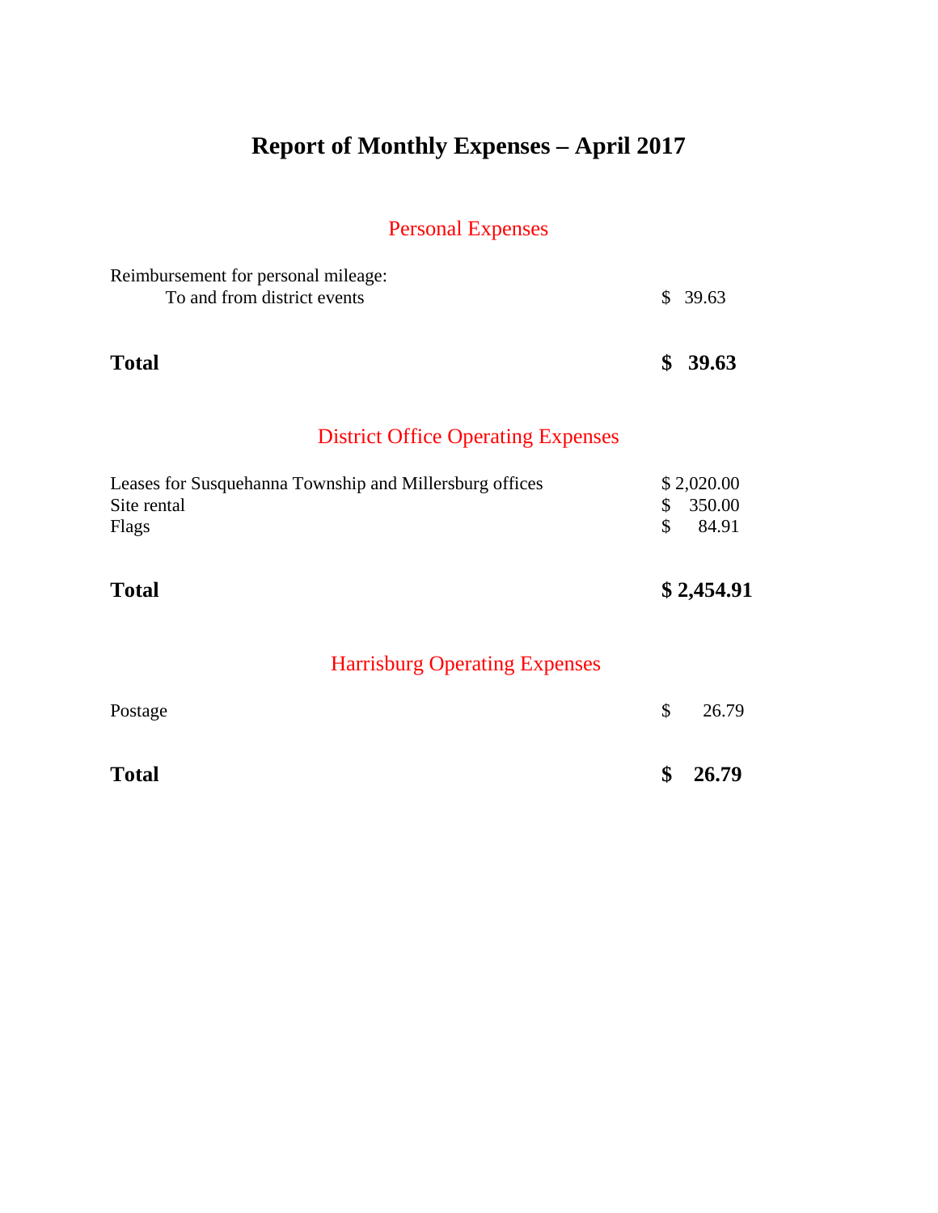# Report of Monthly Expenses – April 2017

## Personal Expenses

Reimbursement for personal mileage:
To and from district events — $ 39.63

**Total** — **$ 39.63**

## District Office Operating Expenses

| Item | Amount |
|---|---|
| Leases for Susquehanna Township and Millersburg offices | $ 2,020.00 |
| Site rental | $ 350.00 |
| Flags | $ 84.91 |
| **Total** | **$ 2,454.91** |

## Harrisburg Operating Expenses

| Item | Amount |
|---|---|
| Postage | $ 26.79 |
| **Total** | **$ 26.79** |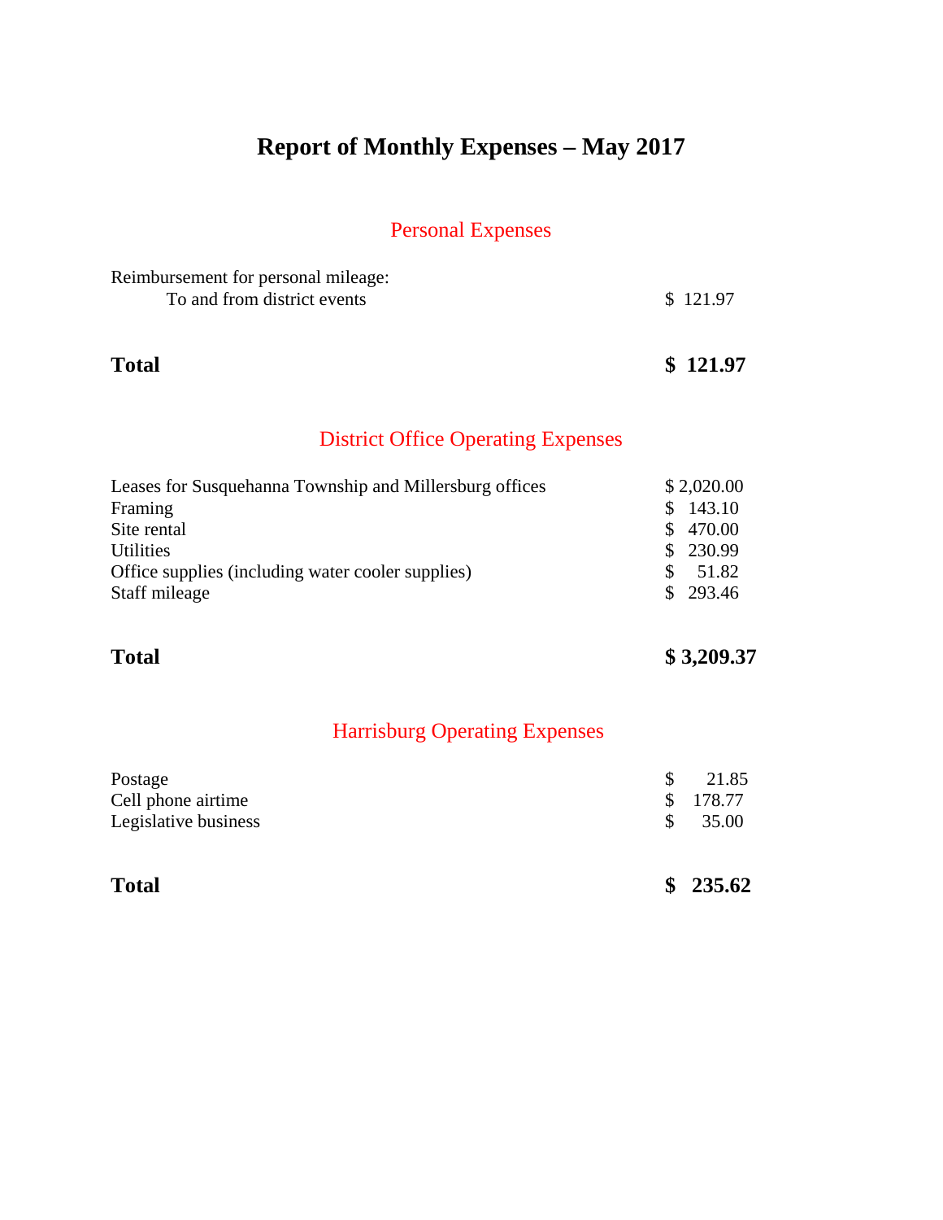# Report of Monthly Expenses – May 2017

## Personal Expenses

| | |
|---|---|
| Reimbursement for personal mileage: | |
| To and from district events | $ 121.97 |
| **Total** | **$ 121.97** |

## District Office Operating Expenses

| | |
|---|---|
| Leases for Susquehanna Township and Millersburg offices | $ 2,020.00 |
| Framing | $ 143.10 |
| Site rental | $ 470.00 |
| Utilities | $ 230.99 |
| Office supplies (including water cooler supplies) | $ 51.82 |
| Staff mileage | $ 293.46 |
| **Total** | **$ 3,209.37** |

## Harrisburg Operating Expenses

| | |
|---|---|
| Postage | $ 21.85 |
| Cell phone airtime | $ 178.77 |
| Legislative business | $ 35.00 |
| **Total** | **$ 235.62** |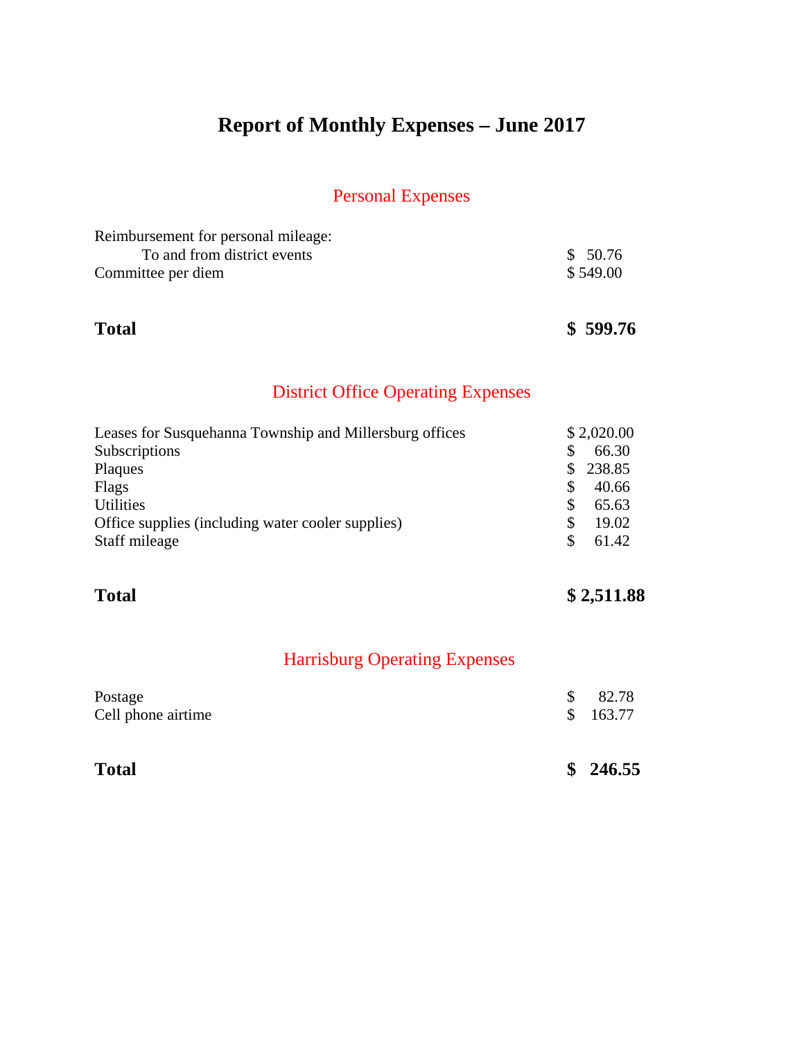# Report of Monthly Expenses – June 2017

## Personal Expenses

| | |
|---|---|
| Reimbursement for personal mileage: | |
| To and from district events | $ 50.76 |
| Committee per diem | $ 549.00 |
| **Total** | **$ 599.76** |

## District Office Operating Expenses

| | |
|---|---|
| Leases for Susquehanna Township and Millersburg offices | $ 2,020.00 |
| Subscriptions | $ 66.30 |
| Plaques | $ 238.85 |
| Flags | $ 40.66 |
| Utilities | $ 65.63 |
| Office supplies (including water cooler supplies) | $ 19.02 |
| Staff mileage | $ 61.42 |
| **Total** | **$ 2,511.88** |

## Harrisburg Operating Expenses

| | |
|---|---|
| Postage | $ 82.78 |
| Cell phone airtime | $ 163.77 |
| **Total** | **$ 246.55** |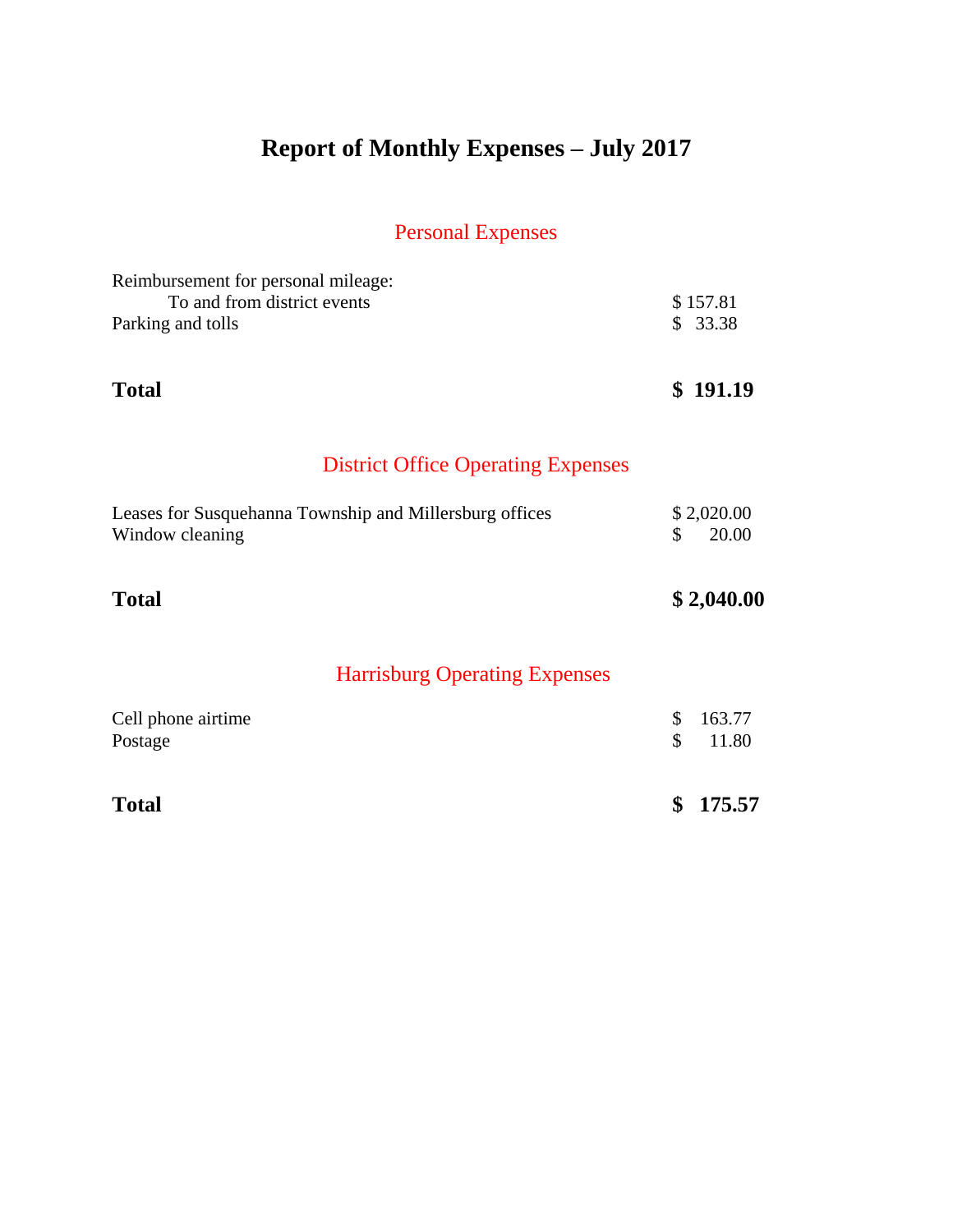# Report of Monthly Expenses – July 2017

## Personal Expenses

| | |
|---|---|
| Reimbursement for personal mileage: | |
| To and from district events | $ 157.81 |
| Parking and tolls | $ 33.38 |
| **Total** | **$ 191.19** |

## District Office Operating Expenses

| | |
|---|---|
| Leases for Susquehanna Township and Millersburg offices | $ 2,020.00 |
| Window cleaning | $ 20.00 |
| **Total** | **$ 2,040.00** |

## Harrisburg Operating Expenses

| | |
|---|---|
| Cell phone airtime | $ 163.77 |
| Postage | $ 11.80 |
| **Total** | **$ 175.57** |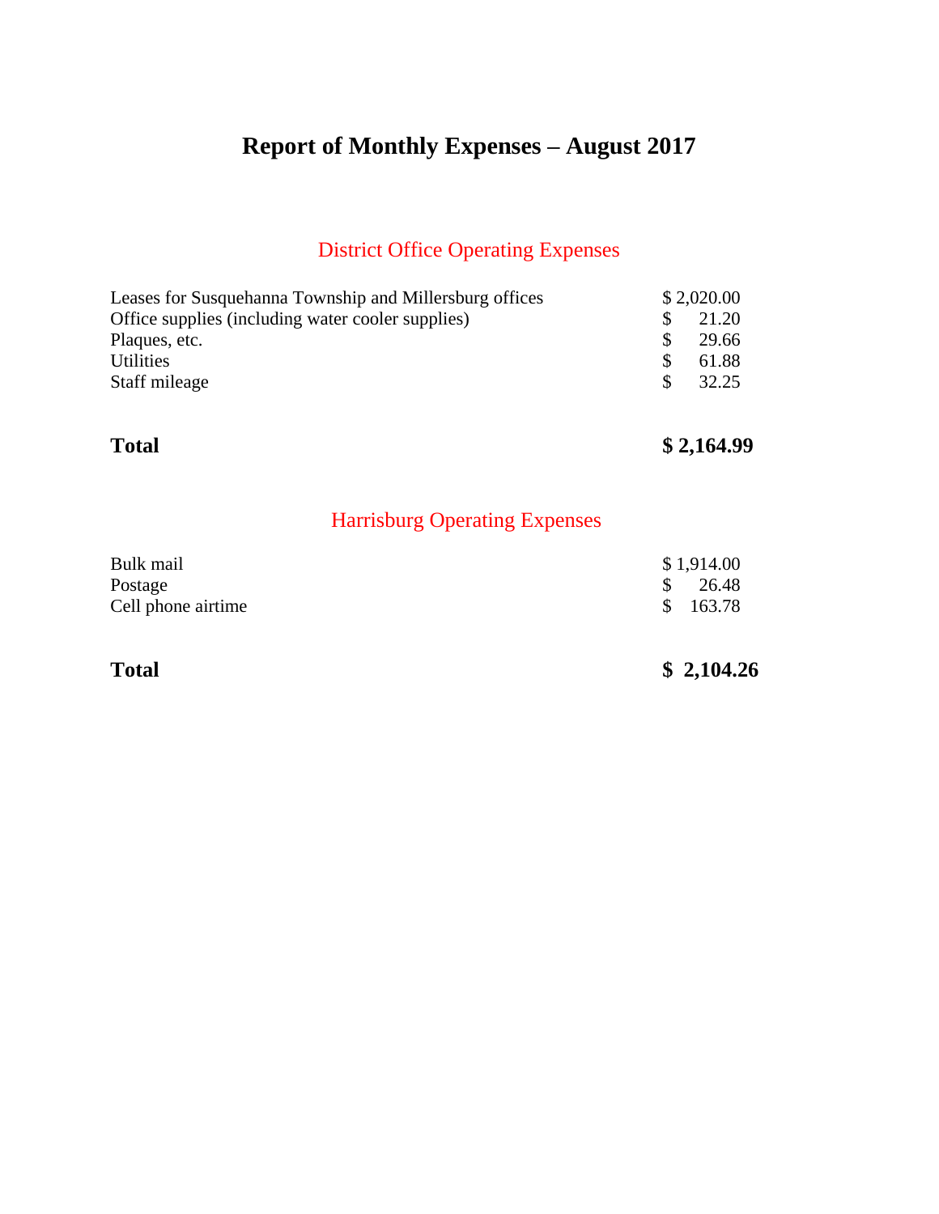# Report of Monthly Expenses – August 2017

## District Office Operating Expenses

| | |
|---|---|
| Leases for Susquehanna Township and Millersburg offices | $ 2,020.00 |
| Office supplies (including water cooler supplies) | $ 21.20 |
| Plaques, etc. | $ 29.66 |
| Utilities | $ 61.88 |
| Staff mileage | $ 32.25 |
| **Total** | **$ 2,164.99** |

## Harrisburg Operating Expenses

| | |
|---|---|
| Bulk mail | $ 1,914.00 |
| Postage | $ 26.48 |
| Cell phone airtime | $ 163.78 |
| **Total** | **$ 2,104.26** |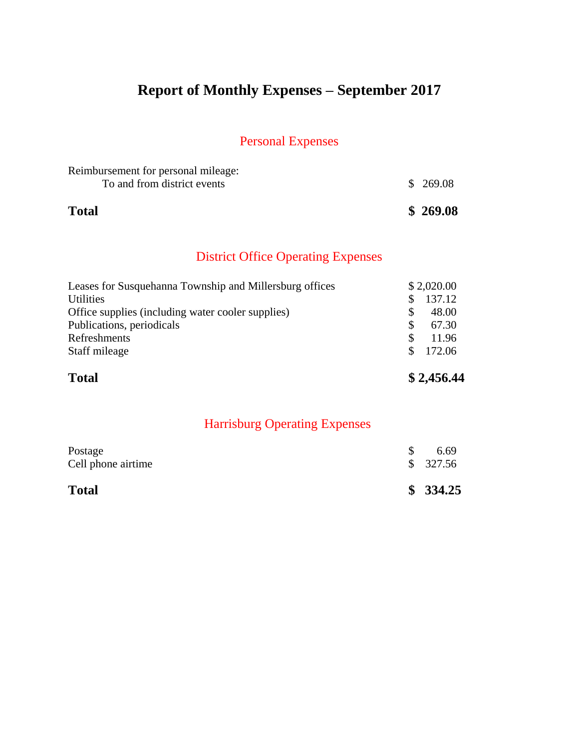# Report of Monthly Expenses – September 2017

## Personal Expenses

| | |
|---|---|
| Reimbursement for personal mileage: | |
| To and from district events | $ 269.08 |
| **Total** | **$ 269.08** |

## District Office Operating Expenses

| | |
|---|---|
| Leases for Susquehanna Township and Millersburg offices | $ 2,020.00 |
| Utilities | $ 137.12 |
| Office supplies (including water cooler supplies) | $ 48.00 |
| Publications, periodicals | $ 67.30 |
| Refreshments | $ 11.96 |
| Staff mileage | $ 172.06 |
| **Total** | **$ 2,456.44** |

## Harrisburg Operating Expenses

| | |
|---|---|
| Postage | $ 6.69 |
| Cell phone airtime | $ 327.56 |
| **Total** | **$ 334.25** |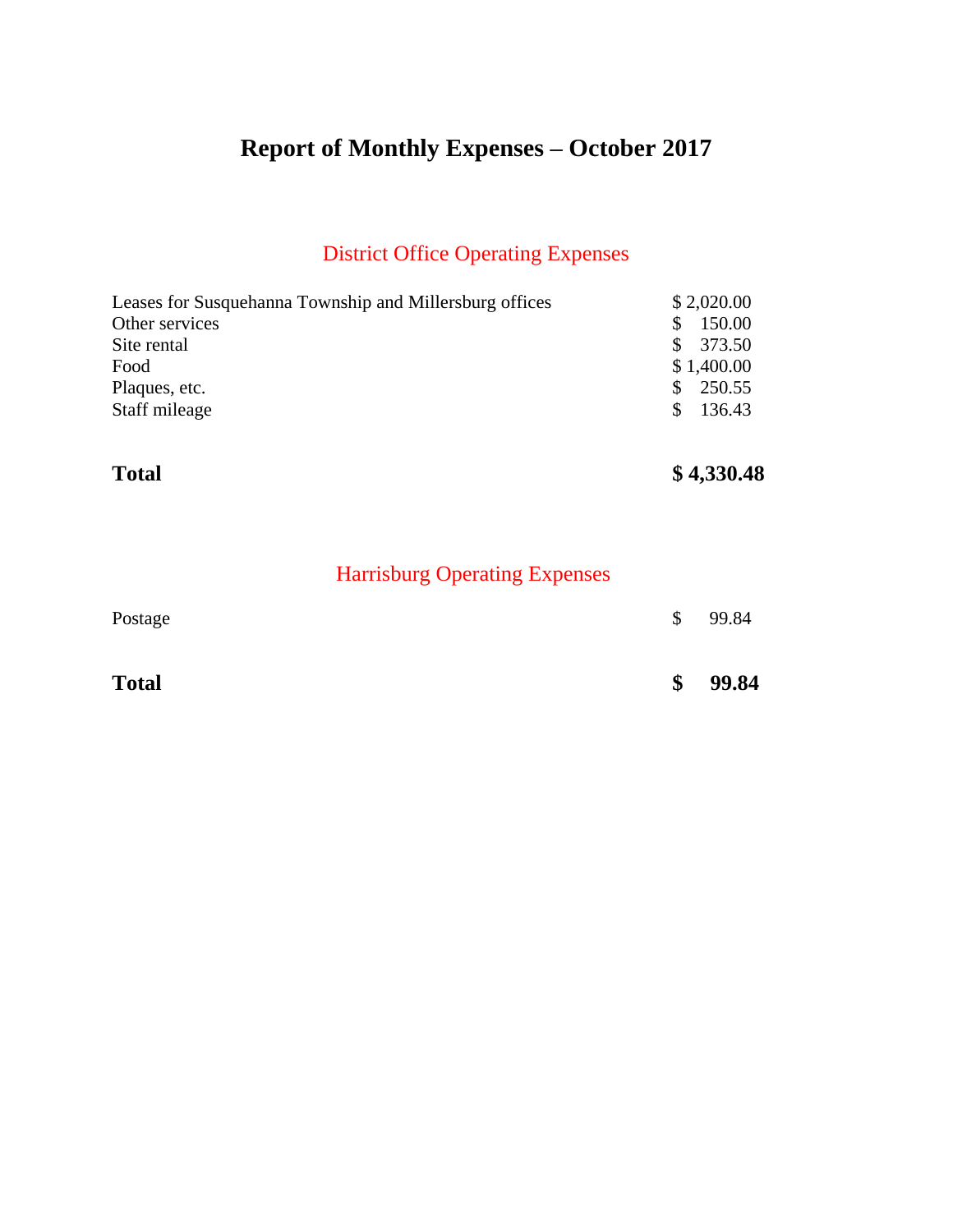# Report of Monthly Expenses – October 2017

## District Office Operating Expenses

| | |
|---|---|
| Leases for Susquehanna Township and Millersburg offices | $ 2,020.00 |
| Other services | $ 150.00 |
| Site rental | $ 373.50 |
| Food | $ 1,400.00 |
| Plaques, etc. | $ 250.55 |
| Staff mileage | $ 136.43 |
| **Total** | **$ 4,330.48** |

## Harrisburg Operating Expenses

| | |
|---|---|
| Postage | $ 99.84 |
| **Total** | **$ 99.84** |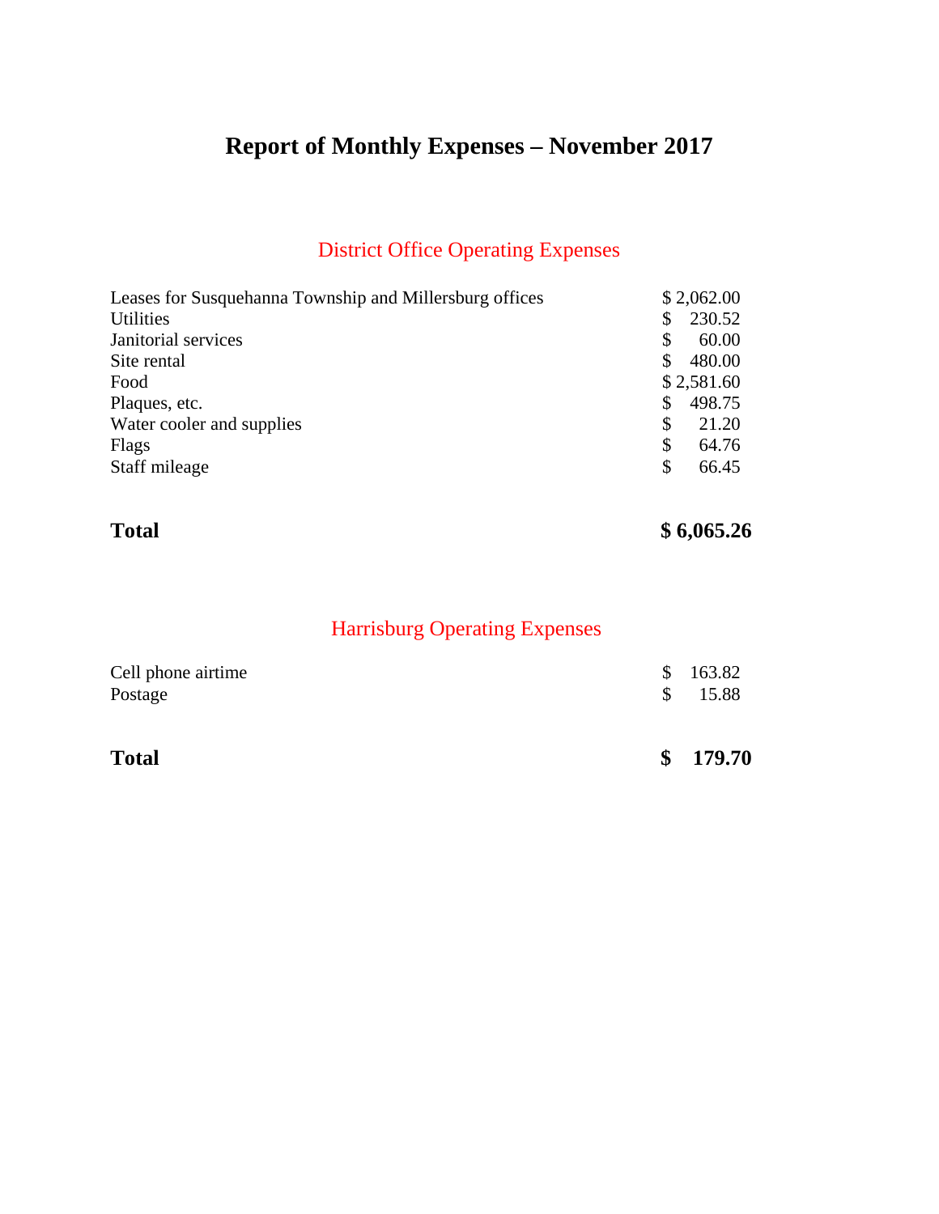# Report of Monthly Expenses – November 2017

## District Office Operating Expenses

| | |
|---|---|
| Leases for Susquehanna Township and Millersburg offices | $ 2,062.00 |
| Utilities | $ 230.52 |
| Janitorial services | $ 60.00 |
| Site rental | $ 480.00 |
| Food | $ 2,581.60 |
| Plaques, etc. | $ 498.75 |
| Water cooler and supplies | $ 21.20 |
| Flags | $ 64.76 |
| Staff mileage | $ 66.45 |
| **Total** | **$ 6,065.26** |

## Harrisburg Operating Expenses

| | |
|---|---|
| Cell phone airtime | $ 163.82 |
| Postage | $ 15.88 |
| **Total** | **$ 179.70** |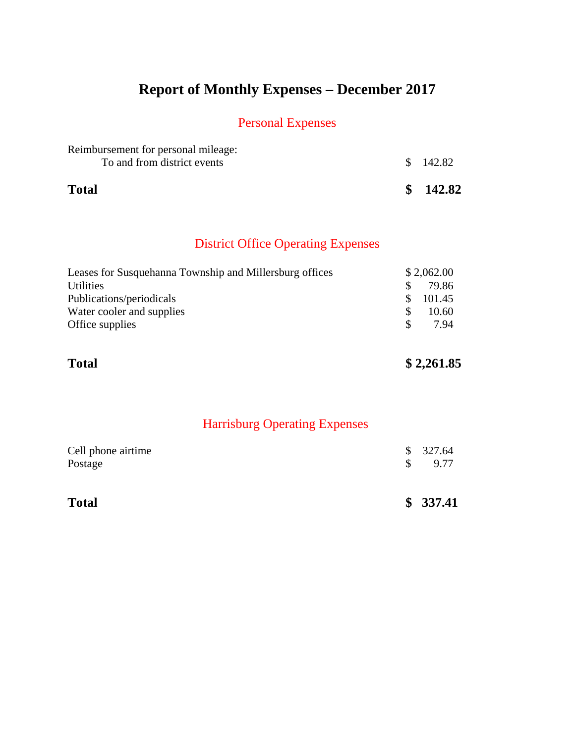# Report of Monthly Expenses – December 2017

## Personal Expenses

| | |
|---|---|
| Reimbursement for personal mileage: | |
| To and from district events | $ 142.82 |
| **Total** | **$ 142.82** |

## District Office Operating Expenses

| | |
|---|---|
| Leases for Susquehanna Township and Millersburg offices | $ 2,062.00 |
| Utilities | $ 79.86 |
| Publications/periodicals | $ 101.45 |
| Water cooler and supplies | $ 10.60 |
| Office supplies | $ 7.94 |
| **Total** | **$ 2,261.85** |

## Harrisburg Operating Expenses

| | |
|---|---|
| Cell phone airtime | $ 327.64 |
| Postage | $ 9.77 |
| **Total** | **$ 337.41** |